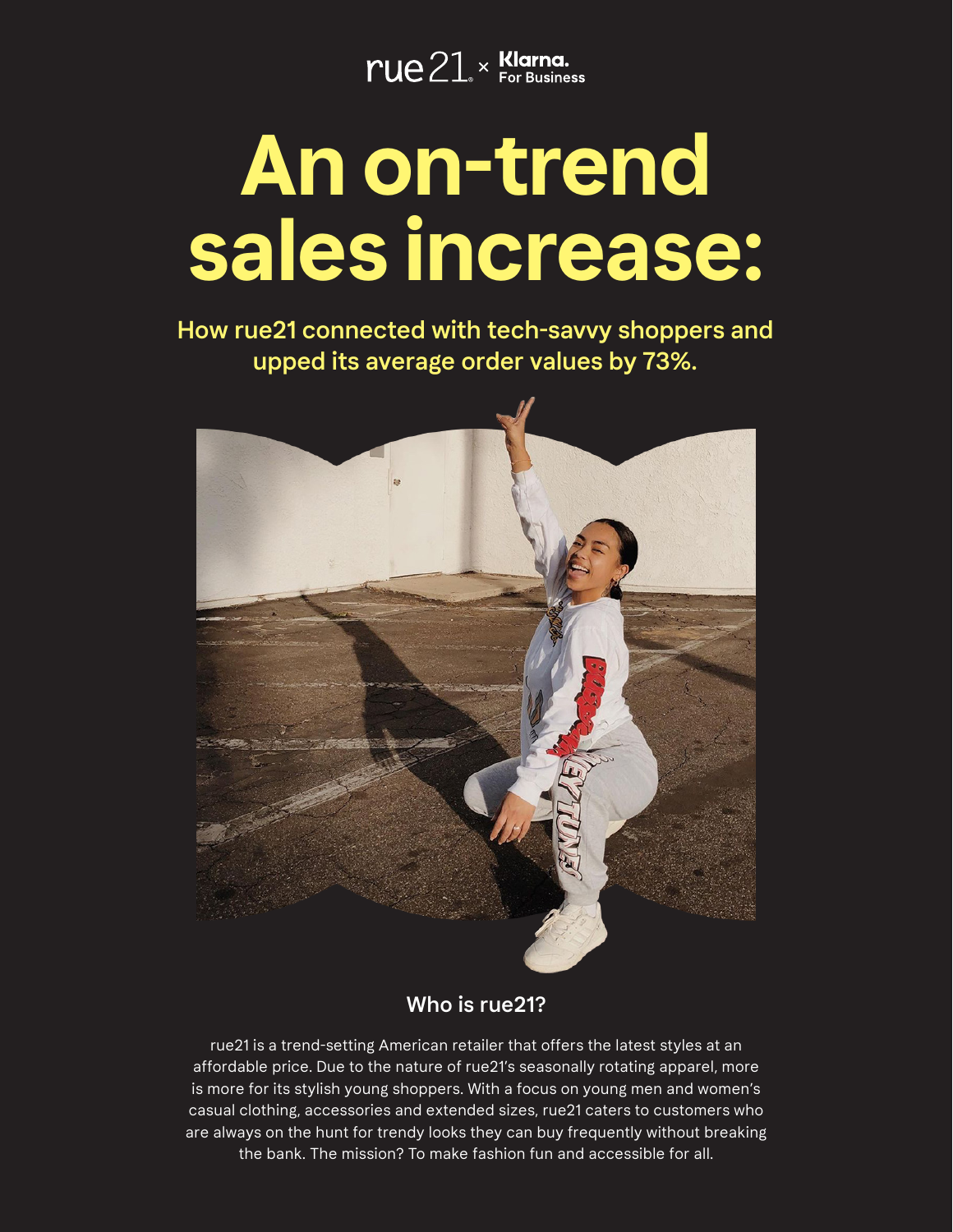rue21 × Klarna. For Business

# An on-trend sales increase:

## How rue21 connected with tech-savvy shoppers and upped its average order values by 73%.

### Who is rue21?

rue21 is a trend-setting American retailer that offers the latest styles at an affordable price. Due to the nature of rue21's seasonally rotating apparel, more is more for its stylish young shoppers. With a focus on young men and women's casual clothing, accessories and extended sizes, rue21 caters to customers who are always on the hunt for trendy looks they can buy frequently without breaking the bank. The mission? To make fashion fun and accessible for all.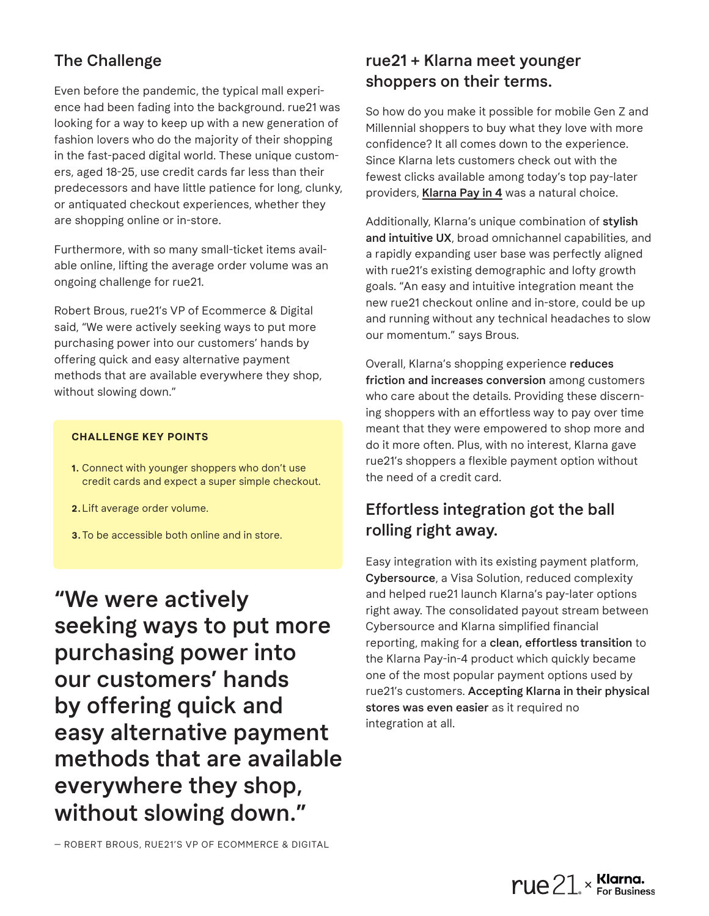## The Challenge

Even before the pandemic, the typical mall experience had been fading into the background. rue21 was looking for a way to keep up with a new generation of fashion lovers who do the majority of their shopping in the fast-paced digital world. These unique customers, aged 18-25, use credit cards far less than their predecessors and have little patience for long, clunky, or antiquated checkout experiences, whether they are shopping online or in-store.

Furthermore, with so many small-ticket items available online, lifting the average order volume was an ongoing challenge for rue21.

Robert Brous, rue21's VP of Ecommerce & Digital said, "We were actively seeking ways to put more purchasing power into our customers' hands by offering quick and easy alternative payment methods that are available everywhere they shop, without slowing down."

**CHALLENGE KEY POINTS**

1. Connect with younger shoppers who don't use credit cards and expect a super simple checkout.
2. Lift average order volume.
3. To be accessible both online and in store.

> **"We were actively seeking ways to put more purchasing power into our customers' hands by offering quick and easy alternative payment methods that are available everywhere they shop, without slowing down."**
>
> — ROBERT BROUS, RUE21'S VP OF ECOMMERCE & DIGITAL

## rue21 + Klarna meet younger shoppers on their terms.

So how do you make it possible for mobile Gen Z and Millennial shoppers to buy what they love with more confidence? It all comes down to the experience. Since Klarna lets customers check out with the fewest clicks available among today's top pay-later providers, Klarna Pay in 4 was a natural choice.

Additionally, Klarna's unique combination of **stylish and intuitive UX**, broad omnichannel capabilities, and a rapidly expanding user base was perfectly aligned with rue21's existing demographic and lofty growth goals. "An easy and intuitive integration meant the new rue21 checkout online and in-store, could be up and running without any technical headaches to slow our momentum." says Brous.

Overall, Klarna's shopping experience **reduces friction and increases conversion** among customers who care about the details. Providing these discerning shoppers with an effortless way to pay over time meant that they were empowered to shop more and do it more often. Plus, with no interest, Klarna gave rue21's shoppers a flexible payment option without the need of a credit card.

## Effortless integration got the ball rolling right away.

Easy integration with its existing payment platform, **Cybersource**, a Visa Solution, reduced complexity and helped rue21 launch Klarna's pay-later options right away. The consolidated payout stream between Cybersource and Klarna simplified financial reporting, making for a **clean, effortless transition** to the Klarna Pay-in-4 product which quickly became one of the most popular payment options used by rue21's customers. **Accepting Klarna in their physical stores was even easier** as it required no integration at all.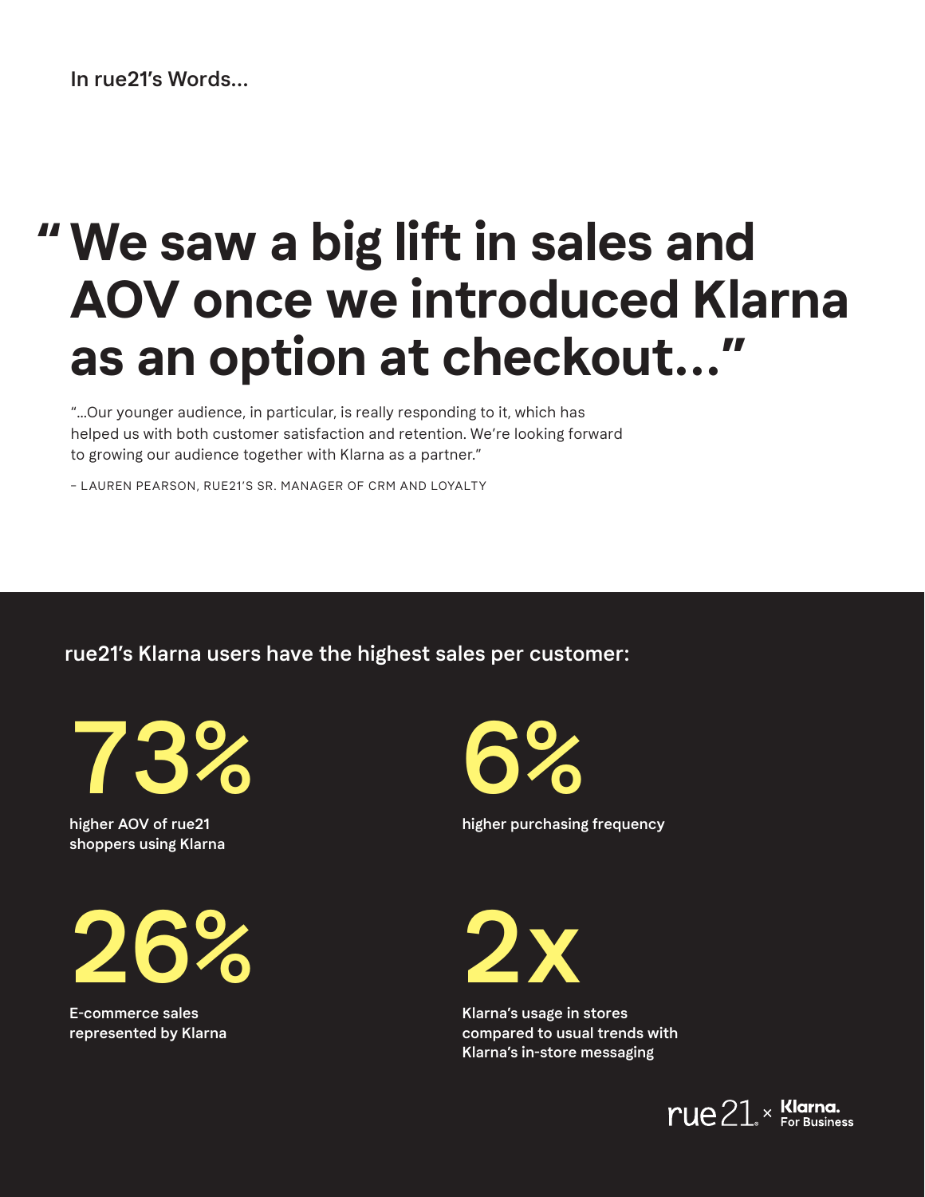In rue21's Words...

# "We saw a big lift in sales and AOV once we introduced Klarna as an option at checkout..."

"...Our younger audience, in particular, is really responding to it, which has helped us with both customer satisfaction and retention. We're looking forward to growing our audience together with Klarna as a partner."

– LAUREN PEARSON, RUE21'S SR. MANAGER OF CRM AND LOYALTY

## rue21's Klarna users have the highest sales per customer:

**73%**

higher AOV of rue21 shoppers using Klarna

**6%**

higher purchasing frequency

**26%**

E-commerce sales represented by Klarna

**2x**

Klarna's usage in stores compared to usual trends with Klarna's in-store messaging

rue21 × Klarna. For Business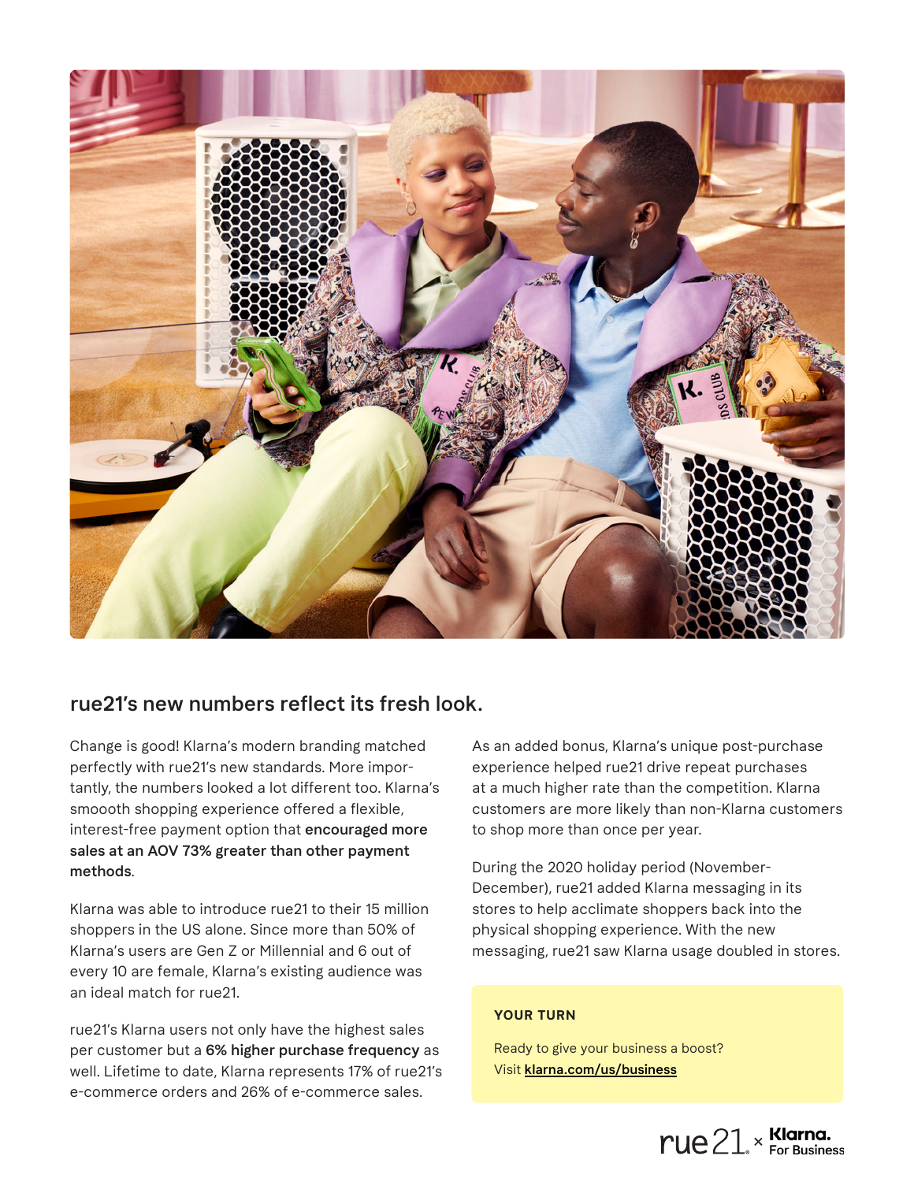## rue21's new numbers reflect its fresh look.

Change is good! Klarna's modern branding matched perfectly with rue21's new standards. More importantly, the numbers looked a lot different too. Klarna's smoooth shopping experience offered a flexible, interest-free payment option that **encouraged more sales at an AOV 73% greater than other payment methods**.

Klarna was able to introduce rue21 to their 15 million shoppers in the US alone. Since more than 50% of Klarna's users are Gen Z or Millennial and 6 out of every 10 are female, Klarna's existing audience was an ideal match for rue21.

rue21's Klarna users not only have the highest sales per customer but a **6% higher purchase frequency** as well. Lifetime to date, Klarna represents 17% of rue21's e-commerce orders and 26% of e-commerce sales.

As an added bonus, Klarna's unique post-purchase experience helped rue21 drive repeat purchases at a much higher rate than the competition. Klarna customers are more likely than non-Klarna customers to shop more than once per year.

During the 2020 holiday period (November-December), rue21 added Klarna messaging in its stores to help acclimate shoppers back into the physical shopping experience. With the new messaging, rue21 saw Klarna usage doubled in stores.

**YOUR TURN**

Ready to give your business a boost?
Visit **klarna.com/us/business**

rue21 × Klarna. For Business